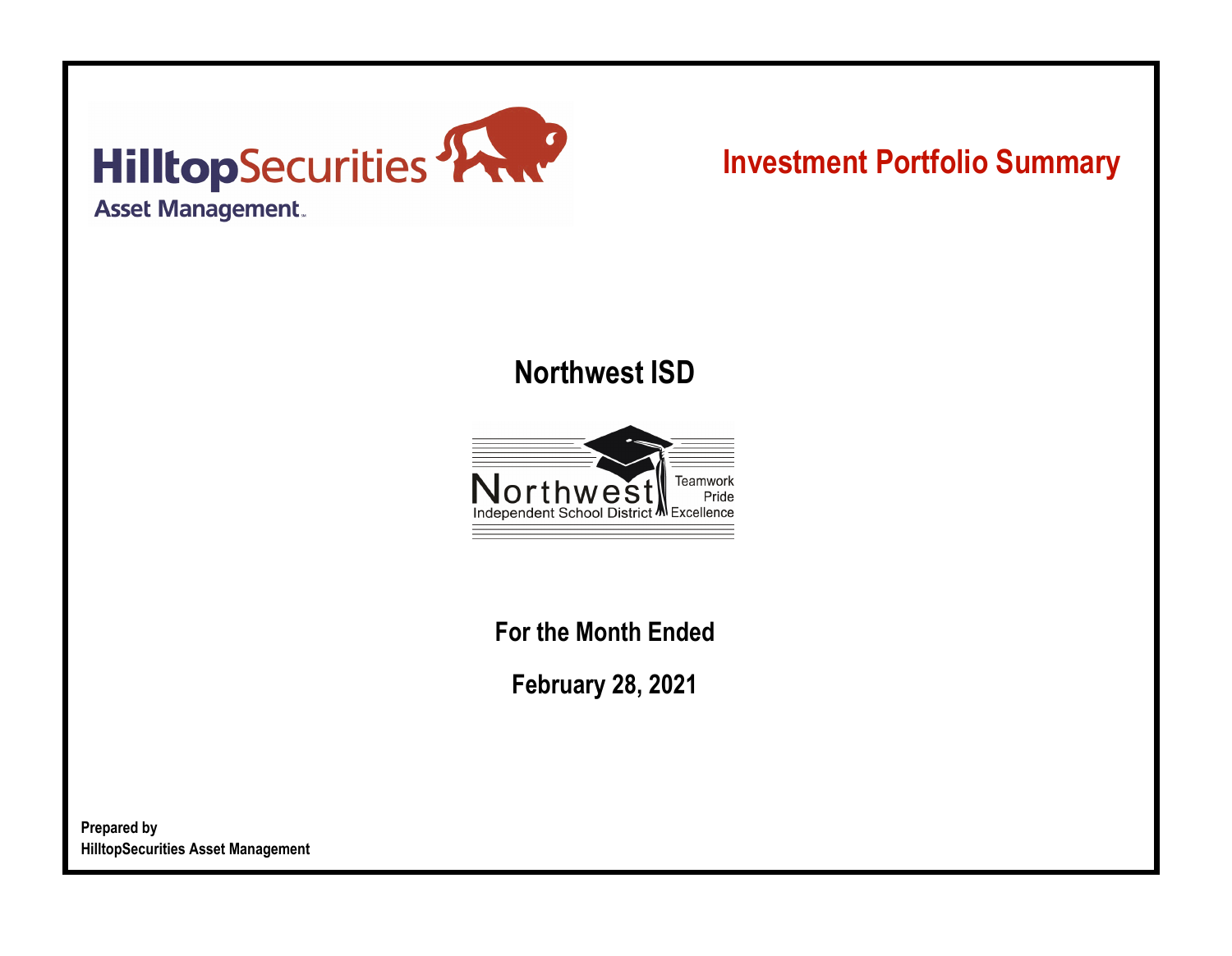HilltopSecurities
Asset Management

# Investment Portfolio Summary

## Northwest ISD

Northwest Independent School District — Teamwork, Pride, Excellence

### For the Month Ended

### February 28, 2021

**Prepared by**
**HilltopSecurities Asset Management**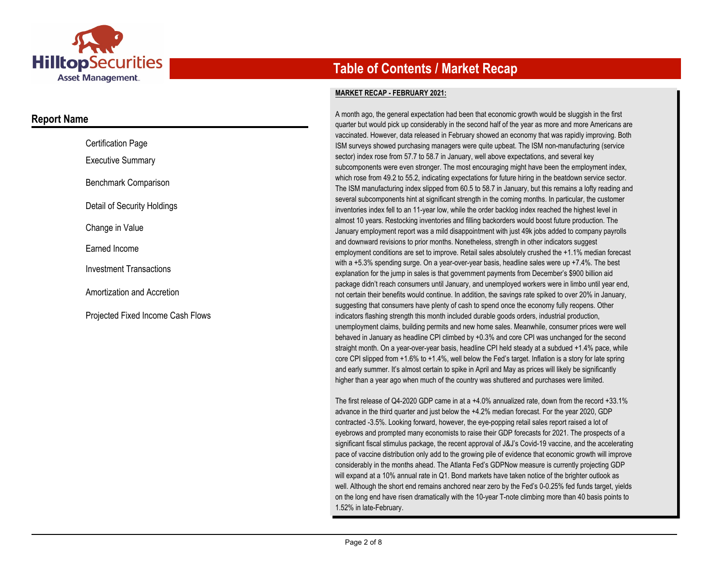# Table of Contents / Market Recap

## Report Name

- Certification Page
- Executive Summary
- Benchmark Comparison
- Detail of Security Holdings
- Change in Value
- Earned Income
- Investment Transactions
- Amortization and Accretion
- Projected Fixed Income Cash Flows

**MARKET RECAP - FEBRUARY 2021:**

A month ago, the general expectation had been that economic growth would be sluggish in the first quarter but would pick up considerably in the second half of the year as more and more Americans are vaccinated. However, data released in February showed an economy that was rapidly improving. Both ISM surveys showed purchasing managers were quite upbeat. The ISM non-manufacturing (service sector) index rose from 57.7 to 58.7 in January, well above expectations, and several key subcomponents were even stronger. The most encouraging might have been the employment index, which rose from 49.2 to 55.2, indicating expectations for future hiring in the beatdown service sector. The ISM manufacturing index slipped from 60.5 to 58.7 in January, but this remains a lofty reading and several subcomponents hint at significant strength in the coming months. In particular, the customer inventories index fell to an 11-year low, while the order backlog index reached the highest level in almost 10 years. Restocking inventories and filling backorders would boost future production. The January employment report was a mild disappointment with just 49k jobs added to company payrolls and downward revisions to prior months. Nonetheless, strength in other indicators suggest employment conditions are set to improve. Retail sales absolutely crushed the +1.1% median forecast with a +5.3% spending surge. On a year-over-year basis, headline sales were up +7.4%. The best explanation for the jump in sales is that government payments from December's $900 billion aid package didn't reach consumers until January, and unemployed workers were in limbo until year end, not certain their benefits would continue. In addition, the savings rate spiked to over 20% in January, suggesting that consumers have plenty of cash to spend once the economy fully reopens. Other indicators flashing strength this month included durable goods orders, industrial production, unemployment claims, building permits and new home sales. Meanwhile, consumer prices were well behaved in January as headline CPI climbed by +0.3% and core CPI was unchanged for the second straight month. On a year-over-year basis, headline CPI held steady at a subdued +1.4% pace, while core CPI slipped from +1.6% to +1.4%, well below the Fed's target. Inflation is a story for late spring and early summer. It's almost certain to spike in April and May as prices will likely be significantly higher than a year ago when much of the country was shuttered and purchases were limited.

The first release of Q4-2020 GDP came in at a +4.0% annualized rate, down from the record +33.1% advance in the third quarter and just below the +4.2% median forecast. For the year 2020, GDP contracted -3.5%. Looking forward, however, the eye-popping retail sales report raised a lot of eyebrows and prompted many economists to raise their GDP forecasts for 2021. The prospects of a significant fiscal stimulus package, the recent approval of J&J's Covid-19 vaccine, and the accelerating pace of vaccine distribution only add to the growing pile of evidence that economic growth will improve considerably in the months ahead. The Atlanta Fed's GDPNow measure is currently projecting GDP will expand at a 10% annual rate in Q1. Bond markets have taken notice of the brighter outlook as well. Although the short end remains anchored near zero by the Fed's 0-0.25% fed funds target, yields on the long end have risen dramatically with the 10-year T-note climbing more than 40 basis points to 1.52% in late-February.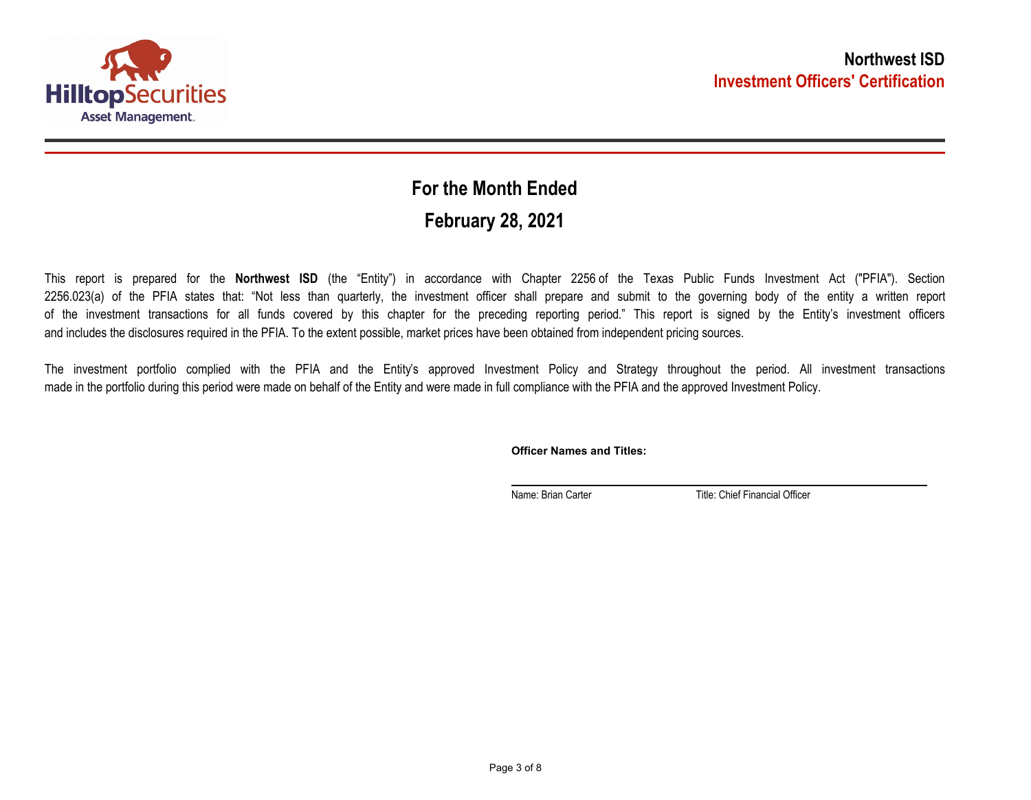**Northwest ISD**
**Investment Officers' Certification**

## For the Month Ended

## February 28, 2021

This report is prepared for the **Northwest ISD** (the "Entity") in accordance with Chapter 2256 of the Texas Public Funds Investment Act ("PFIA"). Section 2256.023(a) of the PFIA states that: "Not less than quarterly, the investment officer shall prepare and submit to the governing body of the entity a written report of the investment transactions for all funds covered by this chapter for the preceding reporting period." This report is signed by the Entity's investment officers and includes the disclosures required in the PFIA. To the extent possible, market prices have been obtained from independent pricing sources.

The investment portfolio complied with the PFIA and the Entity's approved Investment Policy and Strategy throughout the period. All investment transactions made in the portfolio during this period were made on behalf of the Entity and were made in full compliance with the PFIA and the approved Investment Policy.

**Officer Names and Titles:**

Name: Brian Carter Title: Chief Financial Officer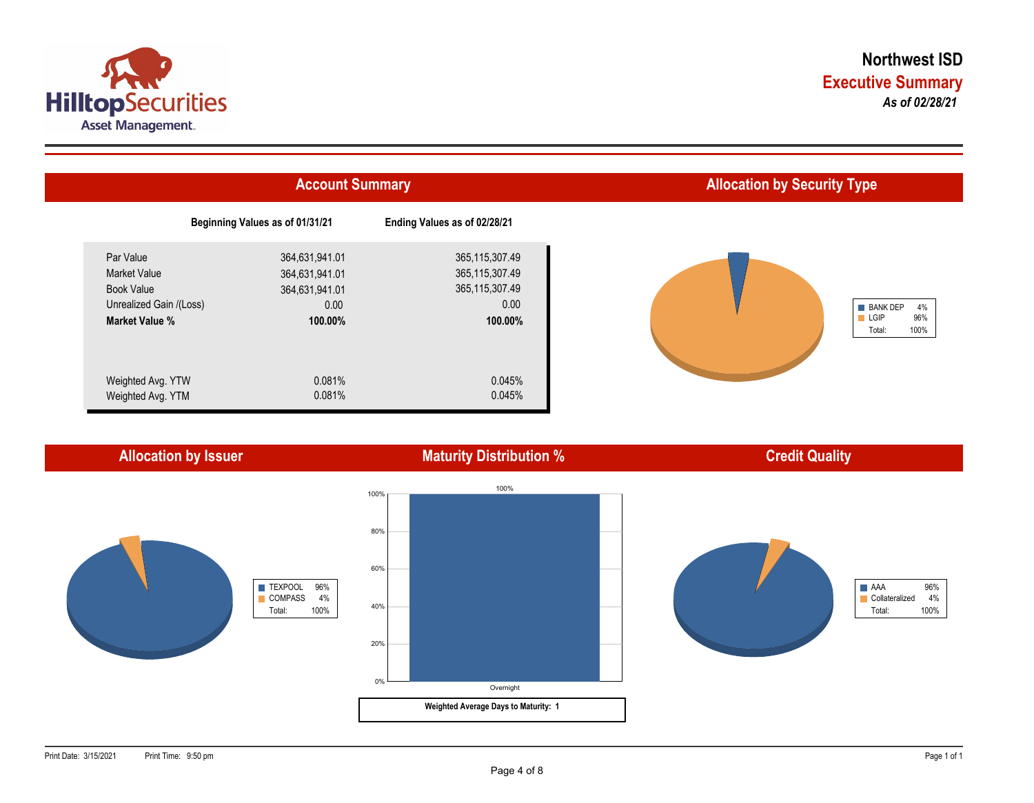# Northwest ISD

## Executive Summary

*As of 02/28/21*

## Account Summary

| | Beginning Values as of 01/31/21 | Ending Values as of 02/28/21 |
|---|---|---|
| Par Value | 364,631,941.01 | 365,115,307.49 |
| Market Value | 364,631,941.01 | 365,115,307.49 |
| Book Value | 364,631,941.01 | 365,115,307.49 |
| Unrealized Gain /(Loss) | 0.00 | 0.00 |
| **Market Value %** | **100.00%** | **100.00%** |
| Weighted Avg. YTW | 0.081% | 0.045% |
| Weighted Avg. YTM | 0.081% | 0.045% |

## Allocation by Security Type

| | |
|---|---|
| BANK DEP | 4% |
| LGIP | 96% |
| Total: | 100% |

## Allocation by Issuer

| | |
|---|---|
| TEXPOOL | 96% |
| COMPASS | 4% |
| Total: | 100% |

## Maturity Distribution %

| | |
|---|---|
| Overnight | 100% |

**Weighted Average Days to Maturity: 1**

## Credit Quality

| | |
|---|---|
| AAA | 96% |
| Collateralized | 4% |
| Total: | 100% |

Print Date: 3/15/2021 Print Time: 9:50 pm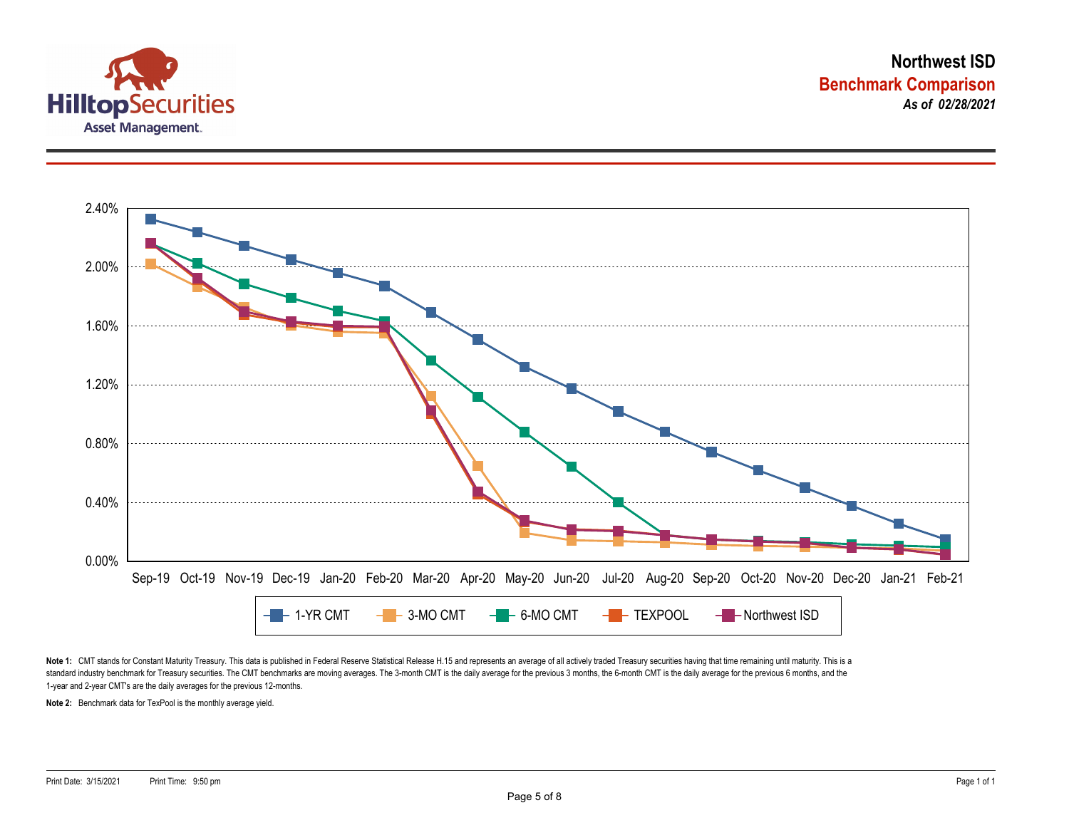# Northwest ISD

## Benchmark Comparison

***As of 02/28/2021***

2.40%
2.00%
1.60%
1.20%
0.80%
0.40%
0.00%

Sep-19 Oct-19 Nov-19 Dec-19 Jan-20 Feb-20 Mar-20 Apr-20 May-20 Jun-20 Jul-20 Aug-20 Sep-20 Oct-20 Nov-20 Dec-20 Jan-21 Feb-21

1-YR CMT | 3-MO CMT | 6-MO CMT | TEXPOOL | Northwest ISD

**Note 1:** CMT stands for Constant Maturity Treasury. This data is published in Federal Reserve Statistical Release H.15 and represents an average of all actively traded Treasury securities having that time remaining until maturity. This is a standard industry benchmark for Treasury securities. The CMT benchmarks are moving averages. The 3-month CMT is the daily average for the previous 3 months, the 6-month CMT is the daily average for the previous 6 months, and the 1-year and 2-year CMT's are the daily averages for the previous 12-months.

**Note 2:** Benchmark data for TexPool is the monthly average yield.

Print Date: 3/15/2021 Print Time: 9:50 pm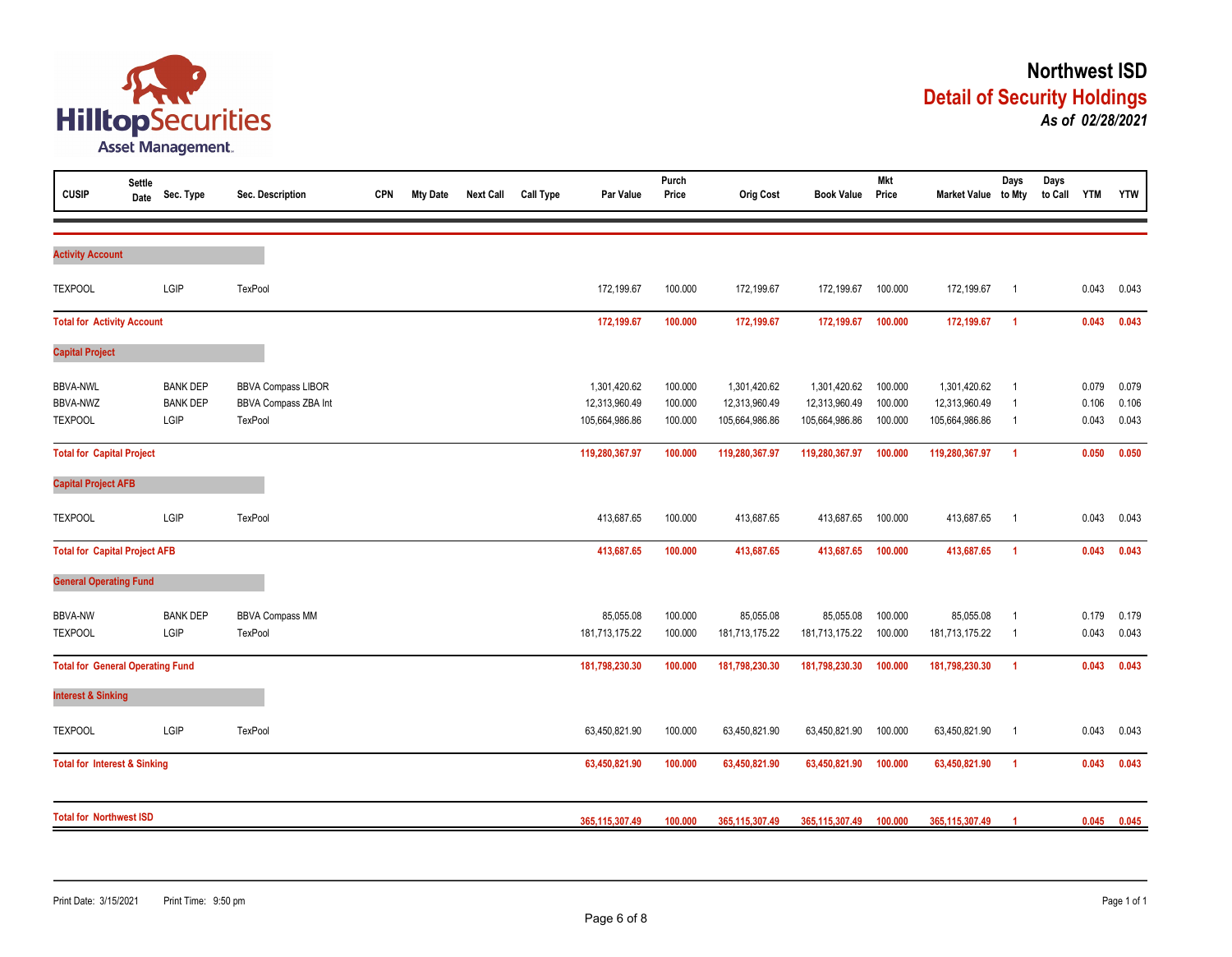# Northwest ISD

## Detail of Security Holdings

*As of 02/28/2021*

| CUSIP | Settle Date | Sec. Type | Sec. Description | CPN | Mty Date | Next Call | Call Type | Par Value | Purch Price | Orig Cost | Book Value | Mkt Price | Market Value | Days to Mty | Days to Call | YTM | YTW |
|---|---|---|---|---|---|---|---|---|---|---|---|---|---|---|---|---|---|
| **Activity Account** | | | | | | | | | | | | | | | | | |
| TEXPOOL | | LGIP | TexPool | | | | | 172,199.67 | 100.000 | 172,199.67 | 172,199.67 | 100.000 | 172,199.67 | 1 | | 0.043 | 0.043 |
| **Total for Activity Account** | | | | | | | | **172,199.67** | **100.000** | **172,199.67** | **172,199.67** | **100.000** | **172,199.67** | **1** | | **0.043** | **0.043** |
| **Capital Project** | | | | | | | | | | | | | | | | | |
| BBVA-NWL | | BANK DEP | BBVA Compass LIBOR | | | | | 1,301,420.62 | 100.000 | 1,301,420.62 | 1,301,420.62 | 100.000 | 1,301,420.62 | 1 | | 0.079 | 0.079 |
| BBVA-NWZ | | BANK DEP | BBVA Compass ZBA Int | | | | | 12,313,960.49 | 100.000 | 12,313,960.49 | 12,313,960.49 | 100.000 | 12,313,960.49 | 1 | | 0.106 | 0.106 |
| TEXPOOL | | LGIP | TexPool | | | | | 105,664,986.86 | 100.000 | 105,664,986.86 | 105,664,986.86 | 100.000 | 105,664,986.86 | 1 | | 0.043 | 0.043 |
| **Total for Capital Project** | | | | | | | | **119,280,367.97** | **100.000** | **119,280,367.97** | **119,280,367.97** | **100.000** | **119,280,367.97** | **1** | | **0.050** | **0.050** |
| **Capital Project AFB** | | | | | | | | | | | | | | | | | |
| TEXPOOL | | LGIP | TexPool | | | | | 413,687.65 | 100.000 | 413,687.65 | 413,687.65 | 100.000 | 413,687.65 | 1 | | 0.043 | 0.043 |
| **Total for Capital Project AFB** | | | | | | | | **413,687.65** | **100.000** | **413,687.65** | **413,687.65** | **100.000** | **413,687.65** | **1** | | **0.043** | **0.043** |
| **General Operating Fund** | | | | | | | | | | | | | | | | | |
| BBVA-NW | | BANK DEP | BBVA Compass MM | | | | | 85,055.08 | 100.000 | 85,055.08 | 85,055.08 | 100.000 | 85,055.08 | 1 | | 0.179 | 0.179 |
| TEXPOOL | | LGIP | TexPool | | | | | 181,713,175.22 | 100.000 | 181,713,175.22 | 181,713,175.22 | 100.000 | 181,713,175.22 | 1 | | 0.043 | 0.043 |
| **Total for General Operating Fund** | | | | | | | | **181,798,230.30** | **100.000** | **181,798,230.30** | **181,798,230.30** | **100.000** | **181,798,230.30** | **1** | | **0.043** | **0.043** |
| **Interest & Sinking** | | | | | | | | | | | | | | | | | |
| TEXPOOL | | LGIP | TexPool | | | | | 63,450,821.90 | 100.000 | 63,450,821.90 | 63,450,821.90 | 100.000 | 63,450,821.90 | 1 | | 0.043 | 0.043 |
| **Total for Interest & Sinking** | | | | | | | | **63,450,821.90** | **100.000** | **63,450,821.90** | **63,450,821.90** | **100.000** | **63,450,821.90** | **1** | | **0.043** | **0.043** |
| **Total for Northwest ISD** | | | | | | | | **365,115,307.49** | **100.000** | **365,115,307.49** | **365,115,307.49** | **100.000** | **365,115,307.49** | **1** | | **0.045** | **0.045** |

Print Date: 3/15/2021 Print Time: 9:50 pm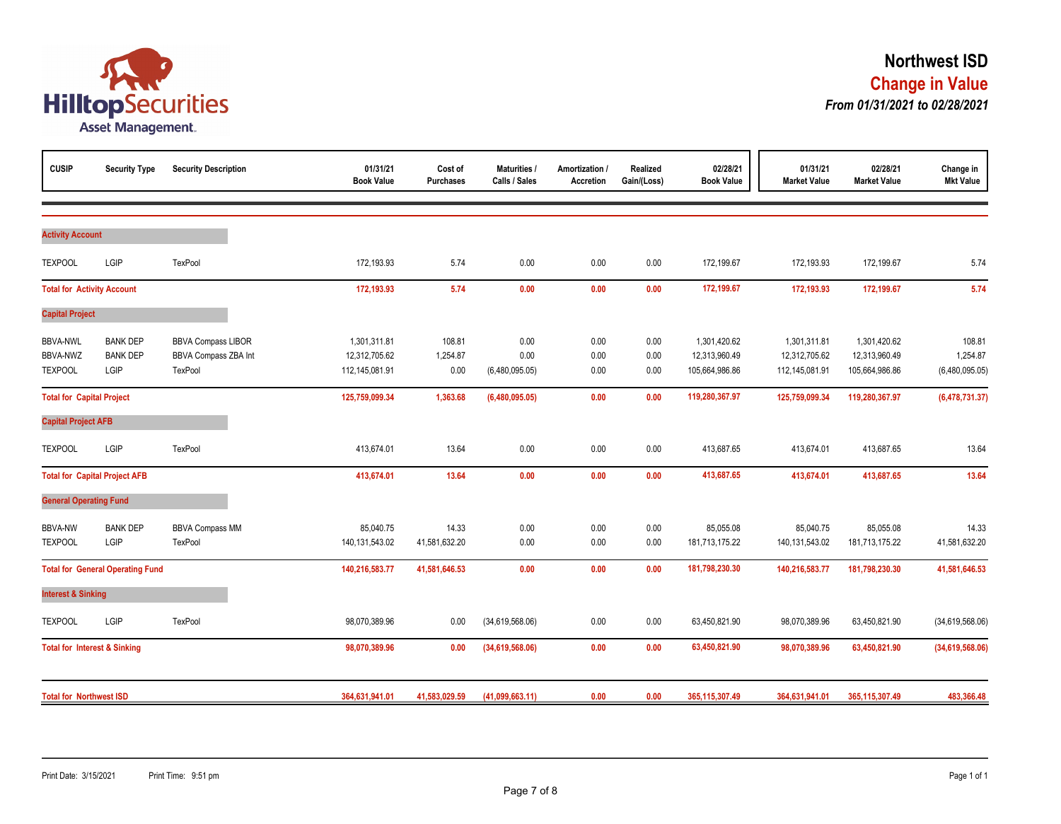# Northwest ISD

## Change in Value

***From 01/31/2021 to 02/28/2021***

| CUSIP | Security Type | Security Description | 01/31/21 Book Value | Cost of Purchases | Maturities / Calls / Sales | Amortization / Accretion | Realized Gain/(Loss) | 02/28/21 Book Value | 01/31/21 Market Value | 02/28/21 Market Value | Change in Mkt Value |
|---|---|---|---|---|---|---|---|---|---|---|---|
| **Activity Account** | | | | | | | | | | | |
| TEXPOOL | LGIP | TexPool | 172,193.93 | 5.74 | 0.00 | 0.00 | 0.00 | 172,199.67 | 172,193.93 | 172,199.67 | 5.74 |
| **Total for Activity Account** | | | **172,193.93** | **5.74** | **0.00** | **0.00** | **0.00** | **172,199.67** | **172,193.93** | **172,199.67** | **5.74** |
| **Capital Project** | | | | | | | | | | | |
| BBVA-NWL | BANK DEP | BBVA Compass LIBOR | 1,301,311.81 | 108.81 | 0.00 | 0.00 | 0.00 | 1,301,420.62 | 1,301,311.81 | 1,301,420.62 | 108.81 |
| BBVA-NWZ | BANK DEP | BBVA Compass ZBA Int | 12,312,705.62 | 1,254.87 | 0.00 | 0.00 | 0.00 | 12,313,960.49 | 12,312,705.62 | 12,313,960.49 | 1,254.87 |
| TEXPOOL | LGIP | TexPool | 112,145,081.91 | 0.00 | (6,480,095.05) | 0.00 | 0.00 | 105,664,986.86 | 112,145,081.91 | 105,664,986.86 | (6,480,095.05) |
| **Total for Capital Project** | | | **125,759,099.34** | **1,363.68** | **(6,480,095.05)** | **0.00** | **0.00** | **119,280,367.97** | **125,759,099.34** | **119,280,367.97** | **(6,478,731.37)** |
| **Capital Project AFB** | | | | | | | | | | | |
| TEXPOOL | LGIP | TexPool | 413,674.01 | 13.64 | 0.00 | 0.00 | 0.00 | 413,687.65 | 413,674.01 | 413,687.65 | 13.64 |
| **Total for Capital Project AFB** | | | **413,674.01** | **13.64** | **0.00** | **0.00** | **0.00** | **413,687.65** | **413,674.01** | **413,687.65** | **13.64** |
| **General Operating Fund** | | | | | | | | | | | |
| BBVA-NW | BANK DEP | BBVA Compass MM | 85,040.75 | 14.33 | 0.00 | 0.00 | 0.00 | 85,055.08 | 85,040.75 | 85,055.08 | 14.33 |
| TEXPOOL | LGIP | TexPool | 140,131,543.02 | 41,581,632.20 | 0.00 | 0.00 | 0.00 | 181,713,175.22 | 140,131,543.02 | 181,713,175.22 | 41,581,632.20 |
| **Total for General Operating Fund** | | | **140,216,583.77** | **41,581,646.53** | **0.00** | **0.00** | **0.00** | **181,798,230.30** | **140,216,583.77** | **181,798,230.30** | **41,581,646.53** |
| **Interest & Sinking** | | | | | | | | | | | |
| TEXPOOL | LGIP | TexPool | 98,070,389.96 | 0.00 | (34,619,568.06) | 0.00 | 0.00 | 63,450,821.90 | 98,070,389.96 | 63,450,821.90 | (34,619,568.06) |
| **Total for Interest & Sinking** | | | **98,070,389.96** | **0.00** | **(34,619,568.06)** | **0.00** | **0.00** | **63,450,821.90** | **98,070,389.96** | **63,450,821.90** | **(34,619,568.06)** |
| **Total for Northwest ISD** | | | **364,631,941.01** | **41,583,029.59** | **(41,099,663.11)** | **0.00** | **0.00** | **365,115,307.49** | **364,631,941.01** | **365,115,307.49** | **483,366.48** |

Print Date: 3/15/2021 Print Time: 9:51 pm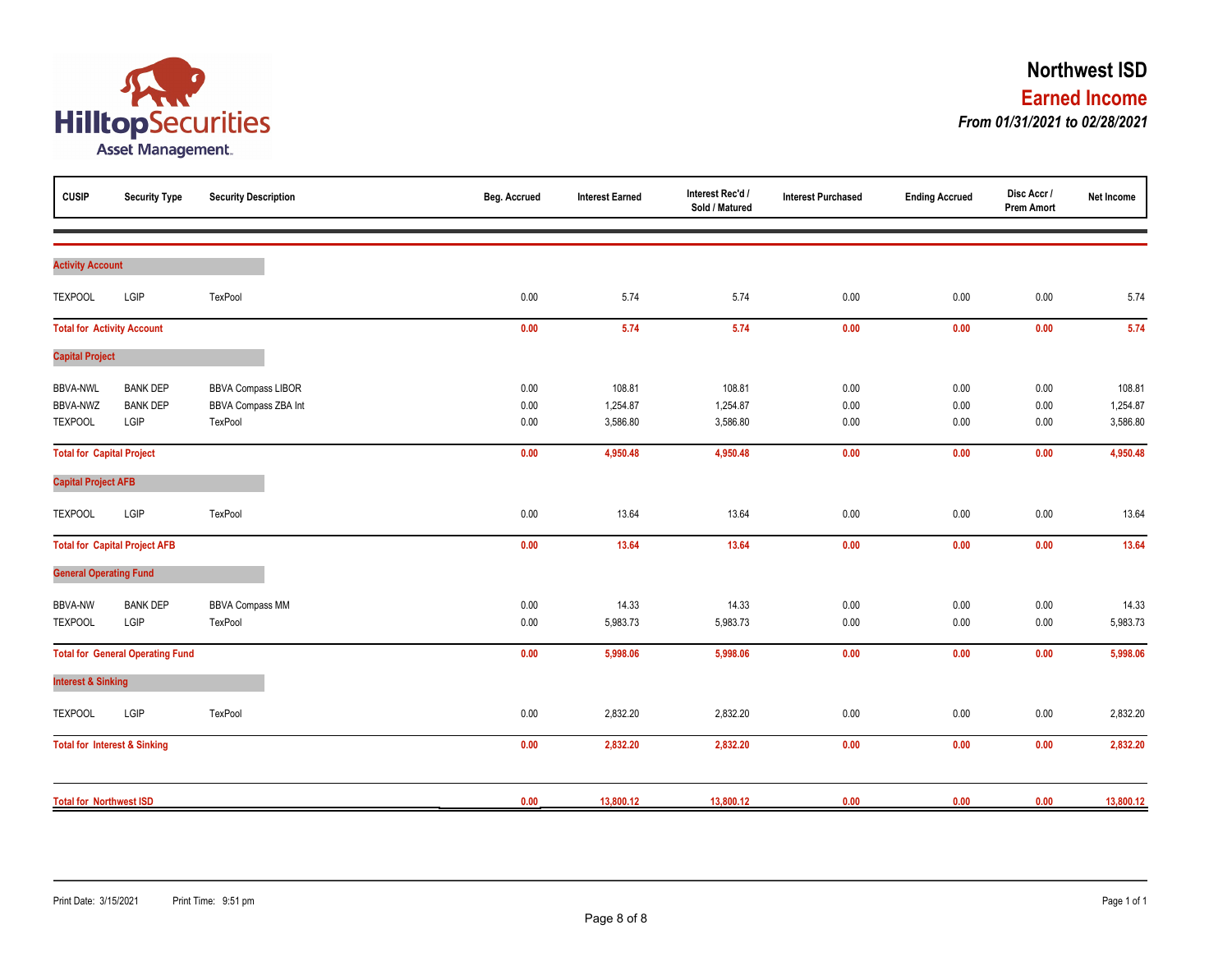# Northwest ISD

## Earned Income

***From 01/31/2021 to 02/28/2021***

| CUSIP | Security Type | Security Description | Beg. Accrued | Interest Earned | Interest Rec'd / Sold / Matured | Interest Purchased | Ending Accrued | Disc Accr / Prem Amort | Net Income |
|---|---|---|---|---|---|---|---|---|---|
| **Activity Account** | | | | | | | | | |
| TEXPOOL | LGIP | TexPool | 0.00 | 5.74 | 5.74 | 0.00 | 0.00 | 0.00 | 5.74 |
| **Total for Activity Account** | | | **0.00** | **5.74** | **5.74** | **0.00** | **0.00** | **0.00** | **5.74** |
| **Capital Project** | | | | | | | | | |
| BBVA-NWL | BANK DEP | BBVA Compass LIBOR | 0.00 | 108.81 | 108.81 | 0.00 | 0.00 | 0.00 | 108.81 |
| BBVA-NWZ | BANK DEP | BBVA Compass ZBA Int | 0.00 | 1,254.87 | 1,254.87 | 0.00 | 0.00 | 0.00 | 1,254.87 |
| TEXPOOL | LGIP | TexPool | 0.00 | 3,586.80 | 3,586.80 | 0.00 | 0.00 | 0.00 | 3,586.80 |
| **Total for Capital Project** | | | **0.00** | **4,950.48** | **4,950.48** | **0.00** | **0.00** | **0.00** | **4,950.48** |
| **Capital Project AFB** | | | | | | | | | |
| TEXPOOL | LGIP | TexPool | 0.00 | 13.64 | 13.64 | 0.00 | 0.00 | 0.00 | 13.64 |
| **Total for Capital Project AFB** | | | **0.00** | **13.64** | **13.64** | **0.00** | **0.00** | **0.00** | **13.64** |
| **General Operating Fund** | | | | | | | | | |
| BBVA-NW | BANK DEP | BBVA Compass MM | 0.00 | 14.33 | 14.33 | 0.00 | 0.00 | 0.00 | 14.33 |
| TEXPOOL | LGIP | TexPool | 0.00 | 5,983.73 | 5,983.73 | 0.00 | 0.00 | 0.00 | 5,983.73 |
| **Total for General Operating Fund** | | | **0.00** | **5,998.06** | **5,998.06** | **0.00** | **0.00** | **0.00** | **5,998.06** |
| **Interest & Sinking** | | | | | | | | | |
| TEXPOOL | LGIP | TexPool | 0.00 | 2,832.20 | 2,832.20 | 0.00 | 0.00 | 0.00 | 2,832.20 |
| **Total for Interest & Sinking** | | | **0.00** | **2,832.20** | **2,832.20** | **0.00** | **0.00** | **0.00** | **2,832.20** |
| **Total for Northwest ISD** | | | **0.00** | **13,800.12** | **13,800.12** | **0.00** | **0.00** | **0.00** | **13,800.12** |

Print Date: 3/15/2021 Print Time: 9:51 pm